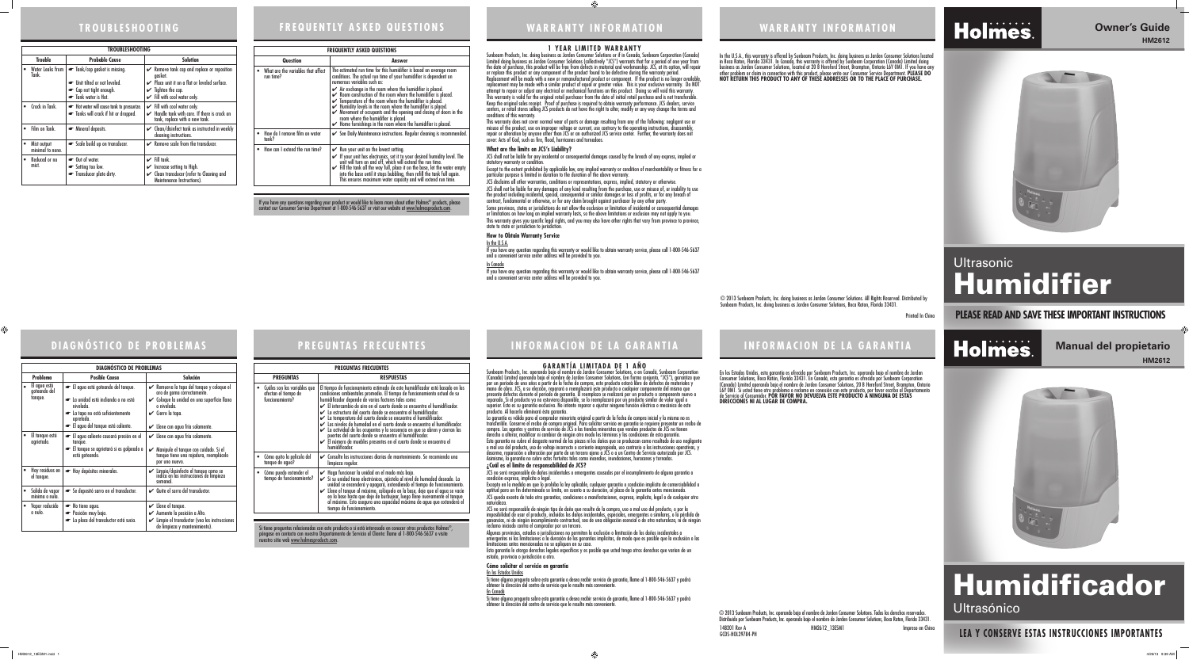## TROUBLESHOOTING

| Trouble | Probable Cause | Solution |
|---|---|---|
| • Water Leaks from Tank. | ☛ Tank/cap gasket is missing.<br>☛ Unit tilted or not leveled.<br>☛ Cap not tight enough.<br>☛ Tank water is Hot. | ✔ Remove tank cap and replace or reposition gasket.<br>✔ Place unit it on a flat or leveled surface.<br>✔ Tighten the cap.<br>✔ Fill with cool water only. |
| • Crack in Tank. | ☛ Hot water will cause tank to pressurize.<br>☛ Tanks will crack if hit or dropped. | ✔ Fill with cool water only.<br>✔ Handle tank with care. If there is crack on tank, replace with a new tank. |
| • Film on Tank. | ☛ Mineral deposits. | ✔ Clean/disinfect tank as instructed in weekly cleaning instructions. |
| • Mist output minimal to none. | ☛ Scale build up on transducer. | ✔ Remove scale from the transducer. |
| • Reduced or no mist. | ☛ Out of water.<br>☛ Setting too low.<br>☛ Transducer plate dirty. | ✔ Fill tank.<br>✔ Increase setting to High.<br>✔ Clean transducer (refer to Cleaning and Maintenance Instructions). |

## FREQUENTLY ASKED QUESTIONS

| Question | Answer |
|---|---|
| • What are the variables that affect run time? | The estimated run time for this humidifier is based on average room conditions. The actual run time of your humidifier is dependent on numerous variables such as:<br>✔ Air exchange in the room where the humidifier is placed.<br>✔ Room construction of the room where the humidifier is placed.<br>✔ Temperature of the room where the humidifier is placed.<br>✔ Humidity levels in the room where the humidifier is placed.<br>✔ Movement of occupants and the opening and closing of doors in the room where the humidifier is placed.<br>✔ Home furnishings in the room where the humidifier is placed. |
| • How do I remove film on water tank? | ✔ See Daily Maintenance instructions. Regular cleaning is recommended. |
| • How can I extend the run time? | ✔ Run your unit on the lowest setting.<br>✔ If your unit has electronics, set it to your desired humidity level. The unit will turn on and off, which will extend the run time.<br>✔ Fill the tank all the way full, place it on the base, let the water empty into the base until it stops bubbling, then refill the tank full again. This ensures maximum water capacity and will extend run time. |

If you have any questions regarding your product or would like to learn more about other Holmes® products, please contact our Consumer Service Department at 1-800-546-5637 or visit our website at www.holmesproducts.com.

## WARRANTY INFORMATION

### 1 YEAR LIMITED WARRANTY

Sunbeam Products, Inc. doing business as Jarden Consumer Solutions or if in Canada, Sunbeam Corporation (Canada) Limited doing business as Jarden Consumer Solutions (collectively "JCS") warrants that for a period of one year from the date of purchase, this product will be free from defects in material and workmanship. JCS, at its option, will repair or replace this product or any component of the product found to be defective during the warranty period. Replacement will be made with a new or remanufactured product or component. If the product is no longer available, replacement may be made with a similar product of equal or greater value. This is your exclusive warranty. Do NOT attempt to repair or adjust any electrical or mechanical functions on this product. Doing so will void this warranty.

This warranty is valid for the original retail purchaser from the date of initial retail purchase and is not transferable. Keep the original sales receipt. Proof of purchase is required to obtain warranty performance. JCS dealers, service centers, or retail stores selling JCS products do not have the right to alter, modify or any way change the terms and conditions of this warranty.

This warranty does not cover normal wear of parts or damage resulting from any of the following: negligent use or misuse of the product, use on improper voltage or current, use contrary to the operating instructions, disassembly, repair or alteration by anyone other than JCS or an authorized JCS service center. Further, the warranty does not cover: Acts of God, such as fire, flood, hurricanes and tornadoes.

**What are the limits on JCS's Liability?**

JCS shall not be liable for any incidental or consequential damages caused by the breach of any express, implied or statutory warranty or condition.

Except to the extent prohibited by applicable law, any implied warranty or condition of merchantability or fitness for a particular purpose is limited in duration to the duration of the above warranty.

JCS disclaims all other warranties, conditions or representations, express, implied, statutory or otherwise.

JCS shall not be liable for any damages of any kind resulting from the purchase, use or misuse of, or inability to use the product including incidental, special, consequential or similar damages or loss of profits, or for any breach of contract, fundamental or otherwise, or for any claim brought against purchaser by any other party.

Some provinces, states or jurisdictions do not allow the exclusion or limitation of incidental or consequential damages or limitations on how long an implied warranty lasts, so the above limitations or exclusion may not apply to you.

This warranty gives you specific legal rights, and you may also have other rights that vary from province to province, state to state or jurisdiction to jurisdiction.

**How to Obtain Warranty Service**

In the U.S.A.

If you have any question regarding this warranty or would like to obtain warranty service, please call 1-800-546-5637 and a convenient service center address will be provided to you.

In Canada

If you have any question regarding this warranty or would like to obtain warranty service, please call 1-800-546-5637 and a convenient service center address will be provided to you.

## WARRANTY INFORMATION

In the U.S.A., this warranty is offered by Sunbeam Products, Inc. doing business as Jarden Consumer Solutions located in Boca Raton, Florida 33431. In Canada, this warranty is offered by Sunbeam Corporation (Canada) Limited doing business as Jarden Consumer Solutions, located at 20 B Hereford Street, Brampton, Ontario L6Y 0M1. If you have any other problem or claim in connection with this product, please write our Consumer Service Department. **PLEASE DO NOT RETURN THIS PRODUCT TO ANY OF THESE ADDRESSES OR TO THE PLACE OF PURCHASE.**

© 2013 Sunbeam Products, Inc. doing business as Jarden Consumer Solutions. All Rights Reserved. Distributed by Sunbeam Products, Inc. doing business as Jarden Consumer Solutions, Boca Raton, Florida 33431.

Printed In China

# Holmes.

**Owner's Guide**
**HM2612**

Ultrasonic
# Humidifier

**PLEASE READ AND SAVE THESE IMPORTANT INSTRUCTIONS**

## DIAGNÓSTICO DE PROBLEMAS

| Problema | Posible Causa | Solución |
|---|---|---|
| • El agua está goteando del tanque. | ☛ El agua está goteando del tanque.<br>☛ La unidad está inclinada o no está nivelada.<br>☛ La tapa no está suficientemente apretada.<br>☛ El agua del tanque está caliente. | ✔ Remueva la tapa del tanque y coloque el aro de goma correctamente.<br>✔ Coloque la unidad en una superficie llana o nivelada.<br>✔ Cierre la tapa.<br>✔ Llene con agua fría solamente. |
| • El tanque está agrietado. | ☛ El agua caliente causará presión en el tanque.<br>☛ El tanque se agrietará si es golpeado o está goteando. | ✔ Llene con agua fría solamente.<br>✔ Manipule el tanque con cuidado. Si el tanque tiene una rajadura, reemplácelo por uno nuevo. |
| • Hay residuos en el tanque. | ☛ Hay depósitos minerales. | ✔ Limpie/desinfecte el tanque como se indica en las instrucciones de limpieza semanal. |
| • Salida de vapor mínima o nula. | ☛ Se depositó sarro en el transductor. | ✔ Quite el sarro del transductor. |
| • Vapor reducido o nulo. | ☛ No tiene agua.<br>☛ Posición muy baja.<br>☛ La placa del transductor está sucia. | ✔ Llene el tanque.<br>✔ Aumente la posición a Alto.<br>✔ Limpie el transductor (vea las instrucciones de limpieza y mantenimiento). |

## PREGUNTAS FRECUENTES

| PREGUNTAS | RESPUESTAS |
|---|---|
| • Cuáles son las variables que afectan el tiempo de funcionamiento? | El tiempo de funcionamiento estimado de este humidificador está basado en las condiciones ambientales promedio. El tiempo de funcionamiento actual de su humidificador depende de varios factores tales como:<br>✔ El intercambio de aire en el cuarto donde se encuentra el humidificador.<br>✔ La estructura del cuarto donde se encuentra el humidificador.<br>✔ La temperatura del cuarto donde se encuentra el humidificador.<br>✔ Los niveles de humedad en el cuarto donde se encuentra el humidificador.<br>✔ La actividad de los ocupantes y la secuencia en que se abren y cierran las puertas del cuarto donde se encuentra el humidificador.<br>✔ El número de muebles presentes en el cuarto donde se encuentra el humidificador. |
| • Cómo quito la película del tanque de agua? | ✔ Consulte las instrucciones diarias de mantenimiento. Se recomienda una limpieza regular. |
| • Cómo puedo extender el tiempo de funcionamiento? | ✔ Haga funcionar la unidad en el modo más bajo.<br>✔ Si su unidad tiene electrónicos, ajústela al nivel de humedad deseado. La unidad se encenderá y apagará, extendiendo el tiempo de funcionamiento.<br>✔ Llene el tanque al máximo, colóquelo en la base, deje que el agua se vacíe en la base hasta que deje de burbujear, luego llene nuevamente el tanque al máximo. Esto asegura una capacidad máxima de agua que extenderá el tiempo de funcionamiento. |

Si tiene preguntas relacionadas con este producto o si está interesado en conocer otros productos Holmes®, póngase en contacto con nuestro Departamento de Servicio al Cliente: llame al 1-800-546-5637 o visite nuestro sitio web www.holmesproducts.com.

## INFORMACION DE LA GARANTIA

### GARANTÍA LIMITADA DE 1 AÑO

Sunbeam Products, Inc. operando bajo el nombre de Jarden Consumer Solutions, o en Canadá, Sunbeam Corporation (Canada) Limited operando bajo el nombre de Jarden Consumer Solutions, (en forma conjunta, "JCS"), garantiza que por un período de uno año a partir de la fecha de compra, este producto estará libre de defectos de materiales y mano de obra. JCS, a su elección, reparará o reemplazará este producto o cualquier componente del mismo que presente defectos durante el período de garantía. El reemplazo se realizará por un producto o componente nuevo o reparado. Si el producto ya no estuviera disponible, se lo reemplazará por un producto similar de valor igual o superior. Ésta es su garantía exclusiva. No intente reparar o ajustar ninguna función eléctrica o mecánica de este producto. Al hacerlo elminará ésta garantía.

La garantía es válida para el comprador minorista original a partir de la fecha de compra inicial y la misma no es transferible. Conserve el recibo de compra original. Para solicitar servicio en garantía se requiere presentar un recibo de compra. Los agentes y centros de servicio de JCS o las tiendas minoristas que venden productos de JCS no tienen derecho a alterar, modificar ni cambiar de ningún otro modo los términos y las condiciones de esta garantía.

Esta garantía no cubre el desgaste normal de las piezas ni los daños que se produzcan como resultado de uso negligente o mal uso del producto, uso de voltaje incorrecto o corriente inapropiada, uso contrario a las instrucciones operativas, y desarme, reparación o alteración por parte de un tercero ajeno a JCS o a un Centro de Servicio autorizado por JCS. Asimismo, la garantía no cubre actos fortuitos tales como incendios, inundaciones, huracanes y tornados.

**¿Cuál es el límite de responsabilidad de JCS?**

JCS no será responsable de daños incidentales o emergentes causados por el incumplimiento de alguna garantía o condición expresa, implícita o legal.

Excepto en la medida en que lo prohíba la ley aplicable, cualquier garantía o condición implícita de comerciabilidad o aptitud para un fin determinado se limita, en cuanto a su duración, al plazo de la garantía antes mencionada.

JCS queda exenta de toda otra garantías, condiciones o manifestaciones, expresa, implícita, legal o de cualquier otra naturaleza.

JCS no será responsable de ningún tipo de daño que resulte de la compra, uso o mal uso del producto, o por la imposibilidad de usar el producto, incluidos los daños incidentales, especiales, emergentes o similares, o la pérdida de ganancias, ni de ningún incumplimiento contractual, sea de una obligación esencial o de otra naturaleza, ni de ningún reclamo iniciado contra el comprador por un tercero.

Algunas provincias, estados o jurisdicciones no permiten la exclusión o limitación de los daños incidentales o emergentes ni las limitaciones a la duración de las garantías implícitas, de modo que es posible que la exclusión o las limitaciones antes mencionadas no se apliquen en su caso.

Esta garantía le otorga derechos legales específicos y es posible que usted tenga otros derechos que varían de un estado, provincia o jurisdicción a otro.

**Cómo solicitar el servicio en garantía**

En los Estados Unidos

Si tiene alguna pregunta sobre esta garantía o desea recibir servicio de garantía, llame al 1-800-546-5637 y podrá obtener la dirección del centro de servicio que le resulte más conveniente.

En Canadá

Si tiene alguna pregunta sobre esta garantía o desea recibir servicio de garantía, llame al 1-800-546-5637 y podrá obtener la dirección del centro de servicio que le resulte más conveniente.

## INFORMACION DE LA GARANTIA

En los Estados Unidos, esta garantía es ofrecida por Sunbeam Products, Inc. operando bajo el nombre de Jarden Consumer Solutions, Boca Raton, Florida 33431. En Canadá, esta garantía es ofrecida por Sunbeam Corporation (Canada) Limited operando bajo el nombre de Jarden Consumer Solutions, 20 B Hereford Street, Brampton, Ontario L6Y 0M1. Si usted tiene otro problema o reclamo en conexión con este producto, por favor escriba al Departamento de Servicio al Consumidor. **POR FAVOR NO DEVUELVA ESTE PRODUCTO A NINGUNA DE ESTAS DIRECCIONES NI AL LUGAR DE COMPRA.**

© 2013 Sunbeam Products, Inc. operando bajo el nombre de Jarden Consumer Solutions. Todos los derechos reservados. Distribuido por Sunbeam Products, Inc. operando bajo el nombre de Jarden Consumer Solutions, Boca Raton, Florida 33431.

148201 Rev A HM2612_13ESM1 Impreso en China
GCDS-HOL29784-PH

# Holmes.

**Manual del propietario**
**HM2612**

# Humidificador
Ultrasónico

**LEA Y CONSERVE ESTAS INSTRUCCIONES IMPORTANTES**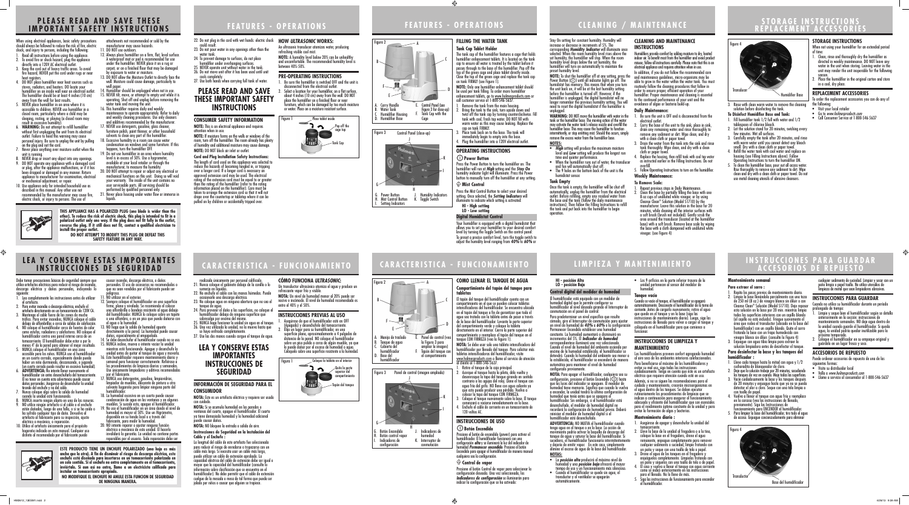# PLEASE READ AND SAVE THESE IMPORTANT SAFETY INSTRUCTIONS

When using electrical appliances, basic safety precautions should always be followed to reduce the risk of fire, electric shock, and injury to persons, including the following:

1. Read all instructions before using the appliance.
2. To avoid fire or shock hazard, plug the appliance directly into a 120V AC electrical outlet.
3. Keep the cord out of heavy traffic areas. To avoid fire hazard, NEVER put the cord under rugs or near heat registers.
4. DO NOT place humidifier near heat sources such as stoves, radiators, and heaters. DO locate your humidifier on an inside wall near an electrical outlet. The humidifier should be at least 4 inches (10 cm) away from the wall for best results.
5. NEVER place humidifier in an area where it is accessible to children. NEVER use humidifier in a closed room, particularly where a child may be sleeping, resting, or playing (a closed room may result in excessive humidity).
6. **WARNING:** Do not attempt to refill humidifier without first unplugging the unit from its electrical outlet. Failure to heed this warning may cause personal injury. Be sure to unplug the unit by pulling on the plug and not the cord.
7. Never place anything over moisture outlet when the unit is running.
8. NEVER drop or insert any object into any openings.
9. DO NOT operate any appliance with a damaged cord or plug, after the appliance malfunctions, or if it has been dropped or damaged in any manner. Return appliance to manufacturer for examination, electrical or mechanical adjustment, or repair.
10. Use appliance only for intended household use as described in this manual. Any other use not recommended by the manufacturer may cause fire, electric shock, or injury to persons. The use of attachments not recommended or sold by the manufacturer may cause hazards.
11. DO NOT use outdoors.
12. Always place humidifier on a firm, flat, level surface. A waterproof mat or pad is recommended for use under the humidifier. NEVER place it on a rug or carpet, or on a finished floor that may be damaged by exposure to water or moisture.
13. DO NOT allow the Moisture Outlet to directly face the wall. Moisture could cause damage, particularly to wall paper.
14. Humidifier should be unplugged when not in use.
15. NEVER tilt, move, or attempt to empty unit while it is operating. Shut off and unplug before removing the water tank and moving the unit.
16. This humidifier requires daily and weekly maintenance to operate appropriately. Refer to daily and weekly cleaning procedures. Use only cleaners and additives recommended by the manufacturer.
17. NEVER use detergents, gasoline, glass cleaner, furniture polish, paint thinner, or other household solvents to clean any part of the humidifier.
18. Excessive humidity in a room can cause water condensation on windows and some furniture. If this happens, turn the humidifier OFF.
19. Do not use humidifier in an area where humidity level is in excess of 50%. Use a hygrometer, available at your local retail or through the manufacturer, to measure the humidity.
20. DO NOT attempt to repair or adjust any electrical or mechanical functions on this unit. Doing so will void your warranty. The inside of the unit contains no user serviceable parts. All servicing should be performed by qualified personnel only.
21. Never place housing under water flow or immerse in liquids.
22. Do not plug in the cord with wet hands: electric shock could result.
23. Do not pour water in any openings other than the water tank.
24. To prevent damage to surfaces, do not place humidifier under overhanging surfaces.
25. NEVER operate unit without water in the tank.
26. Do not move unit after it has been used until unit cools completely.
27. Use both hands when carrying full tank of water.

**THIS APPLIANCE HAS A POLARIZED PLUG (one blade is wider than the other). To reduce the risk of electric shock, this plug is intended to fit in a polarized outlet only one way. If the plug does not fit fully in the outlet, reverse the plug. If it still does not fit, contact a qualified electrician to install the proper outlet.**

**DO NOT ATTEMPT TO MODIFY THIS PLUG OR DEFEAT THIS SAFETY FEATURE IN ANY WAY.**

# PLEASE READ AND SAVE THESE IMPORTANT SAFETY INSTRUCTIONS

## CONSUMER SAFETY INFORMATION

**NOTE:** This is an electrical appliance and requires attention when in use.

**NOTE:** If moisture forms on the walls or windows of the room, turn off the humidifier. The room already has plenty of humidity and additional moisture may cause damage.

**NOTE:** DO NOT block air inlet or outlet.

**Cord and Plug Installation Safety Instructions:**

The length of cord used on this appliance was selected to reduce the hazards of becoming tangled in, or tripping over a longer cord. If a longer cord is necessary an approved extension cord may be used. The electrical rating of the extension cord must be equal to or greater than the rating of the humidifier (refer to the rating information placed on the humidifier). Care must be taken to arrange the extension cord so that it will not drape over the countertop or tabletop where it can be pulled on by children or accidentally tripped over.

# FEATURES - OPERATIONS

## HOW *ULTRASONIC* WORKS:

An ultrasonic transducer atomizes water, producing refreshing visible cool mist.

**NOTE:** A humidity level below 20% can be unhealthy and uncomfortable. The recommended humidity level is between 40%-50%.

## PRE-OPERATING INSTRUCTIONS

1. Be sure the humidifier is switched OFF and the unit is disconnected from the electrical outlet.
2. Select a location for your humidifier, on a flat surface, about 4 inches (10 cm) away from the wall. DO NOT place the humidifier on a finished floor or near furniture, which can be damaged by too much moisture or water. Place on a moisture resistant surface.

Figure 1

Place tablet inside

Pop off the cage top

Tank Cap

Figure 2

A. Carry Handle
B. Water Tank
C. Humidifier Housing
D. Humidifier Base
E. Control Panel (see Figure 3 for close-up)
F. Tank Cap with the Cage

Figure 3

Control Panel (close-up)

G. Power Button
H. Mist Control Button
I. Setting Indicators
J. Humidity Indicators
K. Toggle Switch

## FILLING THE WATER TANK

**Tank Cap Tablet Holder**

The tank cap of the humidifier features a cage that holds humidifier enhancement tablets. It is located on the tank cap to ensure all water is treated by the tablet before it passes through to the base of the humidifier. Pop off the top of the green cage and place tablet directly inside. Close the top of the green cage and replace the tank cap on tank FIRMLY (see Figure 1).

**NOTE:** Only one humidifier enhancement tablet should be used per tank filling. To order more humidifier enhancement tablets, go to www.holmesproducts.com or call consumer service at 1-800-546-5637.

1. Remove the tank from the main housing.
2. Bring the tank to the sink, turn upside down and twist off the tank cap by turning counterclockwise. Fill tank with cool, fresh tap water. DO NOT fill with warm water as this may cause leaking. Replace the cap on tank FIRMLY.
3. Place tank back on to the base. The tank will immediately begin to empty into the base.
4. Plug the humidifier into a 120V electrical outlet.

## OPERATING INSTRUCTIONS

**Power Button**

Press the Power Button to turn the humidifier on. The unit will run on **High** setting and the **Stay On** humidity indicator light will illuminate. Press the Power button to manually turn off the humidifier at any setting.

**Mist Control**

Press the Mist Control Button to select your desired setting. Once selected, the **Setting Indicators** will illuminate to indicate which setting is activated:

**HI - High setting**
**LO - Low setting**

**Digital Humidistat Control**

Your humidifier is equipped with a digital humidistat that allows you to set your humidifier to your desired comfort level by turning the Toggle Switch on the control panel.

To preset a precise comfort level, turn the toggle switch to adjust the humidity level ranging from **40%** to **60%** or Stay On setting for constant humidity. Humidity will increase or decrease in increments of 5%. The corresponding **Humidity Indicator** will illuminate once selected. When the room humidity level rises above the set humidity, the humidifier will stop. When the room humidity level drops below the set humidity, the humidifier will turn on automatically to maintain the preset humidity level.

**NOTE:** To shut the humidifier off at any setting, press the Power Button until all indicator lights go off. The humidistat has memory. This means that when you turn the unit back on, it will be at the last humidity setting before the humidifier is turned off. However, if the humidifier is unplugged, the digital humidistat will no longer remember the previous humidity setting. You will need to reset the digital humidistat if the humidifier is unplugged.

**WARNING:** DO NOT move the humidifier with water in the tank or the humidifier base. The moving action of the water may activate the water tank's release nozzle and overfill the humidifier base. This may cause the humidifier to function intermittently or stop emitting mist. Should this occur, simply remove the excess water from the humidifier base.

**NOTES:**

- **High** setting will produce the maximum moisture level and **Low** setting will produce the longest run time and quieter performance.
- When the humidifier runs out of water, the transducer and fan will automatically shut off.
- The 9 holes on the bottom back of the unit is the humidistat sensor.

**Tank Empty**

Once the tank is empty, the humidifier will be shut off automatically, unplug the humidifier from the electrical outlet. Before refilling, empty any residual water from the base and the tank (follow the daily maintenance instructions). Then follow the Filling Instructions to refill the tank and put back into the humidifier to begin operation.

# CLEANING / MAINTENANCE

## CLEANING AND MAINTENANCE INSTRUCTIONS

Humidifiers provide comfort by adding moisture to dry, heated indoor air. To benefit most from the humidifier and avoid product misuse, follow all instructions carefully. Please note that this is an electrical appliance and requires attention when in use.

In addition, if you do not follow the recommended care and maintenance guidelines, micro-organisms may be able to grow in the water within the water tank. You must routinely follow the cleaning procedures that follow in order to ensure proper, efficient operation of your humidifier. Proper maintenance and cleaning is essential to the continued performance of your unit and the avoidance of algae or bacteria build-up.

**Daily Maintenance:**

1. Be sure the unit is OFF and is disconnected from the electrical outlet.
2. Carry the base of the unit to the sink, place in sink, drain any remaining water and rinse thoroughly to remove any sediment or dirt. Wipe clean, and dry with a clean cloth or paper towel.
3. Drain the water from the tank into the sink and rinse tank thoroughly. Wipe clean, and dry with a clean cloth or paper towel.
4. Replace the housing, then refill tank with cool tap water as instructed earlier in the Filling Instructions. Do not overfill.
5. Follow Operating Instructions to turn on the humidifier.

**Weekly Maintenance:**

**To Remove Scale:**

1. Repeat previous steps in Daily Maintenance.
2. Clean the base by partially filling the base with one 8 oz cups of undiluted white vinegar, or by using Cleanse Clean™ Solution (Model 51710) by the manufacturer. Leave this solution in the base for 20 minutes, while cleaning all the interior surfaces with a soft brush (brush not included). Gently scrub the area around the transducer (located at the humidifier base) with a soft brush. Remove base scale by wiping the base with a cloth dampened with undiluted white vinegar. (see Figure 4)

# STORAGE INSTRUCTIONS REPLACEMENT ACCESSORIES

Figure 4

Transducer

Humidifier Base

3. Rinse with clean warm water to remove the cleaning solution before disinfecting the tank.

**To Disinfect Humidifier Base and Tank:**

1. Fill humidifier tank 1/2 full with water and 1/2 tablespoon of chlorine bleach.
2. Let the solution stand for 20 minutes, swishing every few minutes. Wet all surfaces.
3. Carefully empty the tank after 20 minutes, and rinse with warm water until you cannot detect any bleach smell. Dry with a clean cloth or paper towel.
4. Refill the water tank with cool water and replace on housing (see Filling Instructions above). Follow Operating Instructions to turn the humidifier ON.
5. To clean the humidifier base, pour out all excess water. Rinse thoroughly to remove any sediment to dirt. Wipe clean and dry with a clean cloth or paper towel. Do not use metal cleaning utensils of abrasive cleaners.

## STORAGE INSTRUCTIONS

When not using your humidifier for an extended period of time:

1. Clean, rinse and thoroughly dry the humidifier as directed in weekly maintenance. DO NOT leave any water in the unit when storing. Leaving water in the unit may render the unit inoperable for the following season.
2. Place the humidifier in the original carton and store in a cool, dry place.

## REPLACEMENT ACCESSORIES

To order the replacement accessories you can do any of the following:

- Visit your local retailer
- Go to www.holmesproducts.com
- Call Consumer Service at 1-800-546-5637

# LEA Y CONSERVE ESTAS IMPORTANTES INSTRUCCIONES DE SEGURIDAD

Debe tomar precauciones básicas de seguridad siempre que utilice artefactos eléctricos para reducir el riesgo de incendio, descarga eléctrica y daños personales, incluyendo lo siguiente:

1. Lea completamente las instrucciones antes de utilizar el artefacto.
2. Para evitar incendio o descarga eléctrica, enchufe el artefacto directamente en un tomacorriente de 120V CA.
3. Mantenga el cable fuera de las zonas de mucho tráfico. Para evitar incendios, NUNCA coloque el cable debajo de alfombrillas o cerca de salidas de calefacción.
4. NO coloque el humidificador cerca de fuentes de calor como estufas, radiadores y calefactores. NO coloque el humidificador contra una pared interior cerca de un tomacorriente. El humidificador debe estar a por lo menos 4" de la pared para obtener el mejor resultado.
5. NUNCA coloque el humidificador en un área como accesible para los niños. NUNCA use el humidificador en un cuarto cerrado, especialmente donde pueda haber un niño durmiendo, descansando, o jugando (un cuarto cerrado puede resultar en exceso humedad).
6. **ADVERTENCIA:** No intente llenar nuevamente el humidificador sin antes desenchufarlo del tomacorriente. El no tener en cuenta esta advertencia puede causar daños personales. Asegúrese de desenchufar la unidad tirando del enchufe y no del cable.
7. Nunca coloque algo sobre la salida de humedad cuando la unidad esté funcionando.
8. NUNCA inserte ningún objeto en una de las ranuras.
9. NO utilice ningún artefacto si el cable o el enchufe están dañados, luego de una falla, o si se ha caído o ha sufrido cualquier tipo de daño. Devuelva el artefacto al fabricante para su inspección, ajuste eléctrico o mecánico, o reparación.
10. Utilice el artefacto únicamente para el propósito hogareño indicado en este manual. Cualquier uso distinto al recomendado por el fabricante puede causar incendio, descarga eléctrica, o daños personales. El uso de accesorios no recomendados o que no sean vendidos por el fabricante puede ser peligroso.
11. NO utilizar en el exterior.
12. Siempre coloque el humidificador en una superficie firme, plana y nivelada. Se recomienda el colocar una alfombrilla o bandeja resistente al agua debajo del humidificador. NUNCA lo coloque sobre un tapete o una alfombra, o en un piso que puede dañarse con el agua o la humedad.
13. NO haga que la salida de humedad apunte directamente a la pared. La humedad puede causar daños, especialmente al empapelado.
14. Se debe desenchufar el humidificador cuando no se usa.
15. NUNCA incline, mueva o intente vaciar la unidad mientras está funcionando. Apague y desenchufe la unidad antes de quitar el tanque de agua y moverla.
16. Este humidificador requiere mantenimiento diario y semanal para funcionar correctamente. Refiérase a los procedimientos de limpieza diarios y semanales. Use únicamente limpiadores y aditivos recomendados por el fabricante.
17. NUNCA use detergentes, gasolina, limpiavidrios, limpiador de muebles, diluyente de pintura u otro solvente hogareño para limpiar ninguna parte del humidificador.
18. La humedad excesiva en un cuarto puede causar condensación de agua en las ventanas y en algunos muebles. Si sucede esto, apague el humidificador.
19. No use el humidificador en un área donde el nivel de humedad es mayor de 50%. Use un Higrómetro, disponible en su tienda local o a través del fabricante, para medir la humedad.
20. NO intente reparar o ajustar ninguna función eléctrica o mecánica de este aparato. El hacerlo invalidará la garantía. La unidad no contiene partes reparables por el usuario. Toda reparación debe ser realizada únicamente por personal calificado.
21. Nunca coloque el gabinete debajo de la canilla o lo sumerja en líquidos.
22. No enchufe el cable con las manos húmedas. Puede ocasionarle una descarga eléctrica.
23. No coloque agua en ninguna abertura que no sea el tanque de agua.
24. Para prevenir el daño a las superficies, no coloque el humidificador debajo de ninguna superficie que sobresalga por encima del mismo.
25. NUNCA haga funcionar la unidad sin agua en el tanque.
26. Una vez utilizada la unidad, no la mueva hasta que se haya enfriado completamente.
27. Use las dos manos cuando cargue el tanque de agua.

**ESTE PRODUCTO TIENE UN ENCHUFE POLARIZADO (una hoja es más ancha que la otra). A fin de disminuir el riesgo de descarga eléctrica, este enchufe está diseñado para insertarse en un tomacorriente polarizado en un solo sentido. Si el enchufe no entra completamente en el tomacorriente, inviértalo. Si aun así no entra, llame a un electricista calificado para instalar un tomacorriente apropiado.**

**NO MODIFIQUE EL ENCHUFE NI ANULE ESTA FUNCIÓN DE SEGURIDAD DE NINGUNA MANERA.**

# LEA Y CONSERVE ESTAS IMPORTANTES INSTRUCCIONES DE SEGURIDAD

## INFORMACIÓN DE SEGURIDAD PARA EL CONSUMIDOR

**NOTA:** Este es un artefacto eléctrico y requiere ser usado con cuidado.

**NOTA:** Si se acumula humedad en las paredes o ventanas del cuarto, apague el humidificador. El cuarto ya tiene demasiada humedad y la humedad adicional puede causar daños.

**NOTA:** NO bloquee la entrada o salida de aire.

**Instrucciones de Seguridad en la Instalación del Cable y el Enchufe :**

La longitud del cable de este artefacto fue seleccionada para reducir el riesgo de enredarse o tropezarse con un cable más largo. Si necesita usar un cable más largo, puede utilizar un cable de extensión aprobado. La capacidad eléctrica del cable de extensión debe ser igual o mayor que la capacidad del humidificador (consulte la información sobre clasificación que se encuentra en el humidificador). Se debe permitir que el cable de extensión cuelgue de la mesada o mesa de tal forma que pueda ser jalado por niños o causar que alguien se tropiece.

# CARACTERÍSTICA - FUNCIONAMIENTO

## CÓMO FUNCIONA *ULTRASÓNIC*:

Un transductor ultrasónico atomiza el agua y produce un refrescante vapor frío y visible.

**NOTA:** Un nivel de humedad menor al 20% puede ser nocivo e incómodo. El nivel de humedad recomendado es entre el 40% y el 50%.

## INSTRUCCIONES PREVIAS AL USO

1. Asegúrese de que el humidificador esté en OFF (Apagado) y desenchúfelo del tomacorriente.
2. Elija un lugar para su humidificador, en una superficie plana, aproximadamente a 4 pulgadas de distancia de la pared. NO coloque el humidificador sobre un piso pulido o cerca de algún mueble, ya que lo puede dañar por el exceso de humedad o agua. Colóquelo sobre una superficie resistente a la humedad.

Figura 1

Coloque la tableta en el interior

Quite la parte superior del compartimiento

Tapón del tanque

Figura 2

A. Manija de traslado
B. Tanque de agua
C. Cubierta del humidificador
D. Base del humidificador
E. Panel de control (vea la Figura 3 para ampliar la imagen)
F. Tapón del tanque con el compartimiento

Figura 3

Panel de control (imagen ampliada)

G. Botón Encendido
H. Botón control vapor
I. Indicadores de configuración
J. Indicadores de humedad
K. Interruptor de conmutación

# CARACTERÍSTICA - FUNCIONAMIENTO

## COMO LLENAR EL TANQUE DE AGUA

**Compartimiento del tapón del tanque para tabletas**

El tapón del tanque del humidificador cuenta con un compartimiento en el que se pueden colocar tabletas intensificadoras del humidificador. Se encuentra ubicado en el tapón del tanque a fin de garantizar que todo el agua sea tratada con la tableta antes de pasar a través de la base del humidificador. Levante la parte superior del compartimiento verde y coloque la tableta directamente en el interior. Cierre la parte superior del compartimiento y reemplace el tapón del tanque en el tanque CON FIRMEZA (vea la Figura 1).

**NOTA:** Se debe usar solo una tableta intensificadora del humidificador por llenado del tanque. Para solicitar más tabletas intensificadoras del humidificador, visite www.holmesproducts.com o llame al servicio de atención al cliente al 1-800-546-5637.

1. Retire el tanque de la caja principal.
2. Acerque el tanque hasta la pileta, déle vuelta y desenrosque la tapa del tanque girando en sentido contrario a las agujas del reloj. Llene el tanque con agua fría del grifo. NO llene con agua caliente ya que esto puede producir una pérdida. Vuelva a colocar la tapa del tanque CON FIRMEZA.
3. Coloque el tanque nuevamente sobre la base. El tanque comenzará a vaciarse inmediatamente en la base.
4. Enchufe el cable del artefacto en un tomacorriente de 120 voltios AC.

## INSTRUCCIONES DE USO

**Botón Encendido**

Presione el botón de encendido (power) para activar el humidificador. El humidificador funcionará con una configuración **alta** y se iluminará la luz del indicador de humedad **Permanecer encendido**. Presione el botón Encendido para apagar el humidificador de manera manual cualquiera sea la configuración.

**Control de vapor**

Presione el botón Control de vapor para seleccionar la configuración deseada. Una vez seleccionada, los **Indicadores de configuración** se iluminarán para indicar la configuración que se ha activado:

**HI - posición Alta**
**LO - posición Baja**

**Control digital del medidor de humedad**

El humidificador está equipado con un medidor de humedad digital que le permite configurar su humidificador al nivel deseado girando el Interruptor de conmutación en el panel de control.

Para predeterminar un nivel específico que resulte cómodo, gire el interruptor de conmutación para ajustar un nivel de humedad de **40%** a **60%** o la configuración Permanecer Encendido establecer una humedad constante. La humedad aumentará o disminuirá en incrementos del 5%. El **indicador de humedad** correspondiente se iluminará una vez seleccionado. Cuando el nivel de humedad del ambiente ascienda por encima de la humedad establecida, el humidificador se detendrá. Cuando el nivel de humedad del ambiente baje por debajo de la establecida, el humidificador se encenderá de manera automática para mantener el nivel de humedad configurado previamente.

**NOTA:** Para apagar el humidificador, cualquiera sea su configuración, presione el botón Encendido hasta que las luces del indicador se apaguen. El medidor de humedad tiene memoria. Significa que cuando lo vuelva a encender, la unidad tendrá la última configuración de humedad que tenía antes que se apagara el humidificador. Sin embargo, si el humidificador está desenchufado, el medidor de humedad digital no recordará la configuración de humedad previa. Deberá reiniciar el medidor de humedad digital si el humidificador está desenchufado.

**ADVERTENCIA:** NO MUEVA el humidificador cuando tenga agua en el tanque o en la base. La acción de movimiento podría activar la boquilla de descarga del tanque de agua y saturar la base del humidificador. Si sucediera, el humidificador funcionaría intermitentemente y dejaría de emitir vapor. En este caso, simplemente elimine el exceso de agua de la base del humidificador.

**NOTAS:**

- La **posición alta** producirá el máximo nivel de humedad y una **posición baja** ofrecerá el mayor tiempo de uso y un funcionamiento más silencioso.
- Cuando el humidificador se quede sin agua, el transductor y el ventilador se apagarán automáticamente.
- Los 9 orificios en la parte inferior trasera de la unidad pertenecen al sensor del medidor de humedad.

**Tanque vacío**

Cuando se vacíe el tanque, el humidificador se apagará automáticamente. Desconecte el humidificador de la toma de corriente. Antes de cargarlo nuevamente, retire el agua que queda en el tanque y en la base (siga las instrucciones de mantenimiento diario). Luego, siga las instrucciones de llenado para volver a cargar el tanque y colóquelo en el humidificador para que comience a funcionar.

# LIMPIEZA Y MANTENIMIENTO

## INSTRUCCIONES DE LIMPIEZA Y MANTENIMIENTO

Los humidificadores proveen confort agregando humedad al aire seco de los ambientes interiores calefaccionados. Para beneficiarse al máximo de los humidificadores y evitar su mal uso, siga todas las instrucciones cuidadosamente. Tenga en cuenta que este es un artefacto eléctrico que requiere atención cuando está en uso.

Además, si no se siguen las recomendaciones para el cuidado y mantenimiento, crecerán microorganismos en el agua dentro de los tanques. Se deben ejecutar rutinariamente los procedimientos de limpieza que se indican a continuación para asegurar el funcionamiento adecuado y eficiente del humidificador que son esenciales para el rendimiento óptimo constante de la unidad y para evitar la formación de algas y bacterias.

**Mantenimiento diario :**

1. Asegúrese de apagar y desenchufar la unidad del tomacorriente.
2. Lleve la base de la unidad al fregadero o a la tina; coloque la base en el fregadero, drene el agua remanente, enjuague completamente para remover cualquier sedimento o suciedad, limpie frotando con un paño y seque con una toalla de tela o papel.
3. Drene el agua de los tanques en el fregadero y enjuáguelos completamente. Límpielos frotando con un paño y séquelos con una toalla de tela o papel.
4. El coso y vuelva a llenar el tanque con agua corriente como se indicó anteriormente en las Instrucciones para el llenado. No lo llene de más.
5. Siga las instrucciones de funcionamiento para encender el humidificador.

# INSTRUCCIONES PARA GUARDAR ACCESORIOS DE REPUESTO

**Mantenimiento semanal**

**Para extraer el sarro :**

1. Repita los pasos previos de mantenimiento diario.
2. Limpie la base llenándola parcialmente con una taza de 250 ml (8 oz.) de vinagre blanco sin diluir o con Cleanse Clean™ Solution (Model 51710). Deje reposar esta solución en la base por 20 min. mientras limpia todas las superficies interiores con un cepillo blando (el cepillo no está incluido). Friegue suavemente el área que rodea el transductor (ubicado en la base del humidificador) con un cepillo blando. Quite el sarro frotando la base con un trapo humedecido con vinagre blanco sin diluir. (consulte la Figura 4)
3. Enjuague con agua tibia limpia para extraer la solución limpiadora antes de desinfectar el tanque.

**Para desinfectar la base y los tanques del humidificador :**

1. Llene cada tanque hasta la mitad con agua y 1/2 cucharadita de blanqueador de cloro.
2. Deje que la solución trabaje por 20 minutos, sacudiendo los tanques de vez en cuando. Moje todas las superficies.
3. Vacíe cuidadosamente la base y los tanques después de 20 minutos y enjuague con agua tibia hasta que no detecte olor a blanqueador. Seque con un paño limpio o con toalla de papel.
4. Vuelva a llenar el tanque con agua fría y reemplace en la carcasa (vea las Instrucciones de llenado, previamente). Siga las Instrucciones de funcionamiento para ENCENDER el humidificador.
5. Para limpiar la base del humidificador, tire todo el agua de exceso. Enjuague concienzudamente para eliminar cualquier sedimento de suciedad. Limpie y seque con un paño limpio o papel toalla. No utilice utensilios de limpieza de metal que sean limpiadores abrasivos.

## INSTRUCCIONES PARA GUARDAR

Cuando no utilice su humidificador durante un periodo prolongado de tiempo:

1. Limpie y seque bien el humidificador según se detalla anteriormente en la sección instrucciones de mantenimiento semanales. NO deje agua dentro de la unidad cuando guarde el humidificador. Si queda agua, la unidad podría quedar inutilizable para la próxima temporada.
2. Coloque el humidificador en su empaque original y guárdelo en un lugar fresco y seco.

## ACCESORIOS DE REPUESTO

Puede ordenar accesorios de repuesto de una de las siguientes formas:

- Visite su distribuidor local
- Vaya a www.holmesproducts.com
- Llame a servicio al consumidor al 1-800-546-5637

Figura 4

Transductor

Base del humidificador